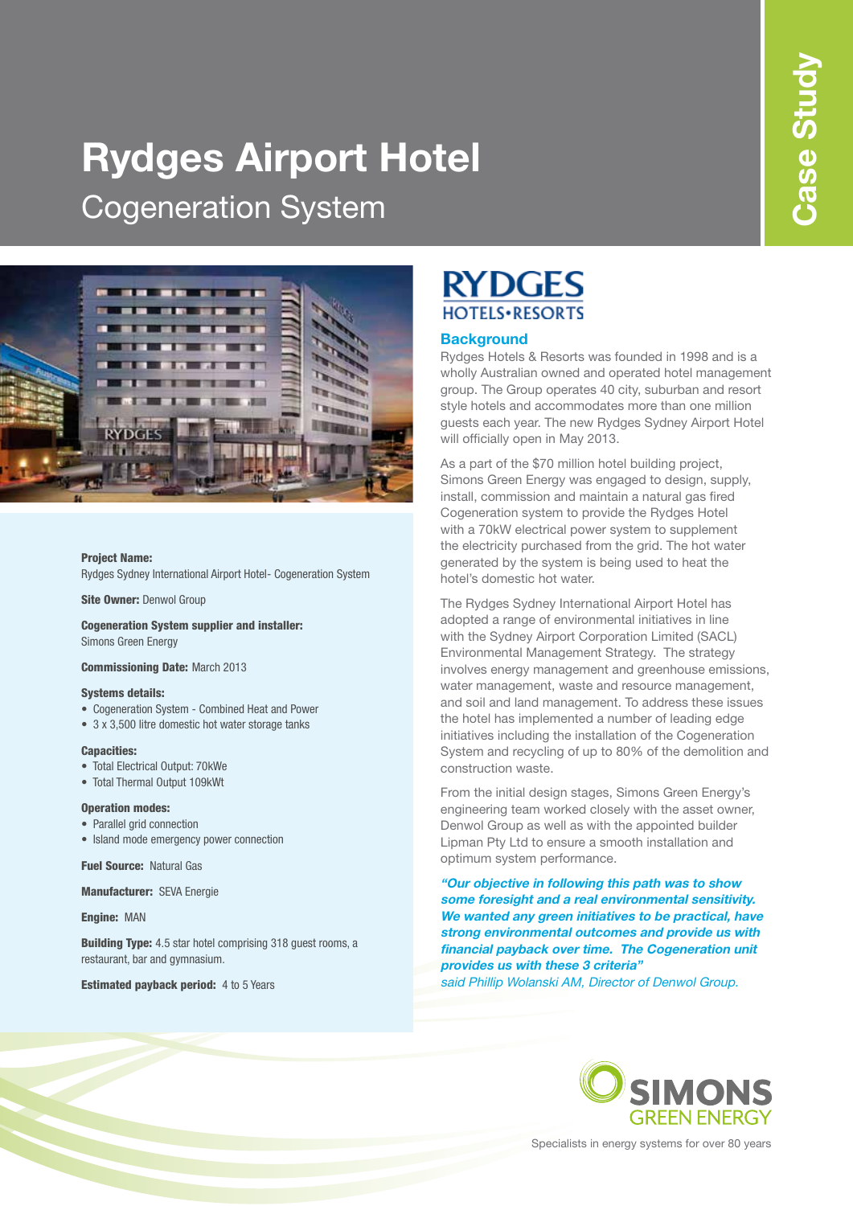# Rydges Airport Hotel

## Cogeneration System

Case Study

**Project Name:**
Rydges Sydney International Airport Hotel- Cogeneration System

**Site Owner:** Denwol Group

**Cogeneration System supplier and installer:**
Simons Green Energy

**Commissioning Date:** March 2013

**Systems details:**

- Cogeneration System - Combined Heat and Power
- 3 x 3,500 litre domestic hot water storage tanks

**Capacities:**

- Total Electrical Output: 70kWe
- Total Thermal Output 109kWt

**Operation modes:**

- Parallel grid connection
- Island mode emergency power connection

**Fuel Source:** Natural Gas

**Manufacturer:** SEVA Energie

**Engine:** MAN

**Building Type:** 4.5 star hotel comprising 318 guest rooms, a restaurant, bar and gymnasium.

**Estimated payback period:** 4 to 5 Years

RYDGES HOTELS•RESORTS

### Background

Rydges Hotels & Resorts was founded in 1998 and is a wholly Australian owned and operated hotel management group. The Group operates 40 city, suburban and resort style hotels and accommodates more than one million guests each year. The new Rydges Sydney Airport Hotel will officially open in May 2013.

As a part of the $70 million hotel building project, Simons Green Energy was engaged to design, supply, install, commission and maintain a natural gas fired Cogeneration system to provide the Rydges Hotel with a 70kW electrical power system to supplement the electricity purchased from the grid. The hot water generated by the system is being used to heat the hotel's domestic hot water.

The Rydges Sydney International Airport Hotel has adopted a range of environmental initiatives in line with the Sydney Airport Corporation Limited (SACL) Environmental Management Strategy. The strategy involves energy management and greenhouse emissions, water management, waste and resource management, and soil and land management. To address these issues the hotel has implemented a number of leading edge initiatives including the installation of the Cogeneration System and recycling of up to 80% of the demolition and construction waste.

From the initial design stages, Simons Green Energy's engineering team worked closely with the asset owner, Denwol Group as well as with the appointed builder Lipman Pty Ltd to ensure a smooth installation and optimum system performance.

***"Our objective in following this path was to show some foresight and a real environmental sensitivity. We wanted any green initiatives to be practical, have strong environmental outcomes and provide us with financial payback over time. The Cogeneration unit provides us with these 3 criteria"***
*said Phillip Wolanski AM, Director of Denwol Group.*

SIMONS GREEN ENERGY
Specialists in energy systems for over 80 years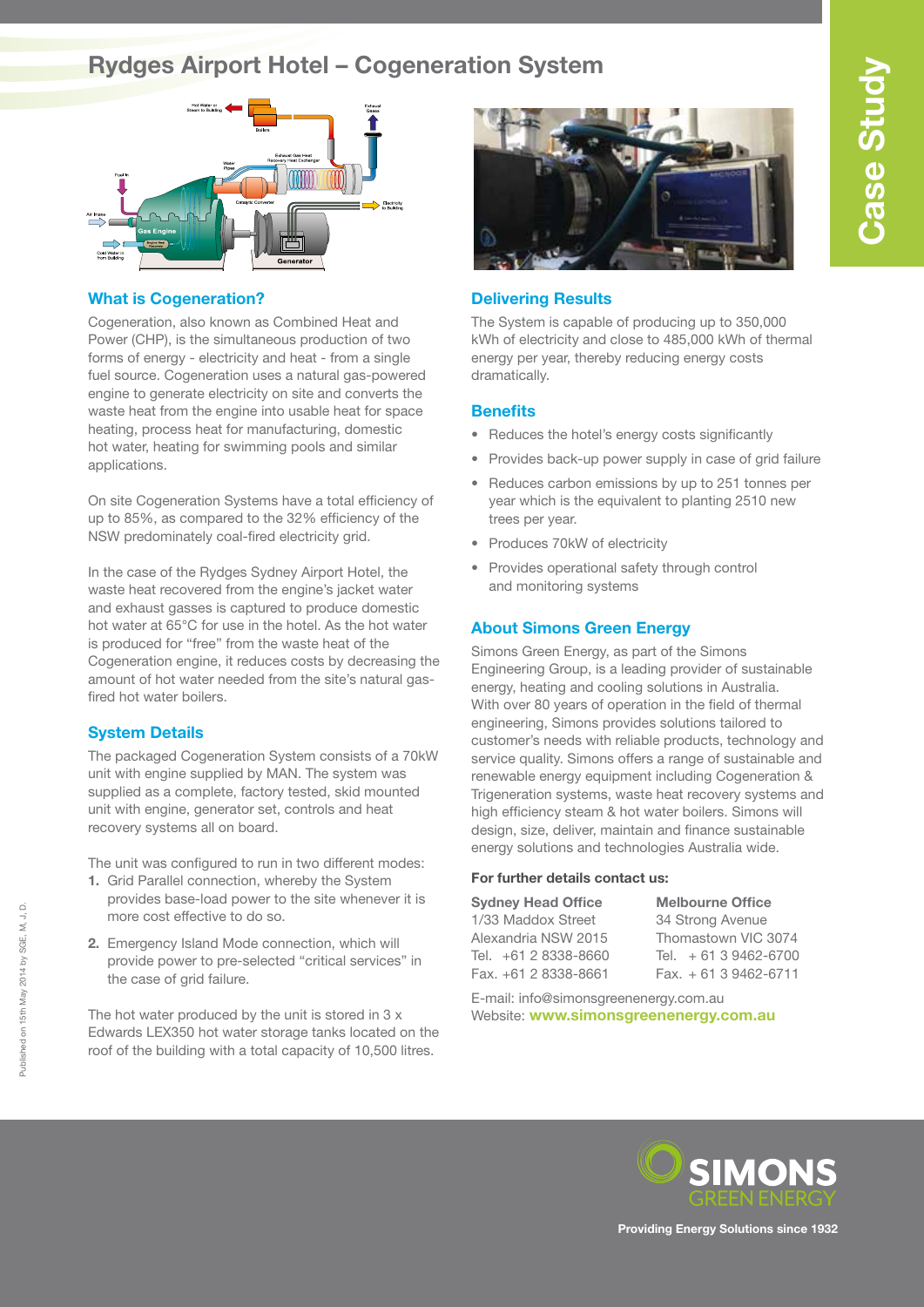# Rydges Airport Hotel – Cogeneration System

## What is Cogeneration?

Cogeneration, also known as Combined Heat and Power (CHP), is the simultaneous production of two forms of energy - electricity and heat - from a single fuel source. Cogeneration uses a natural gas-powered engine to generate electricity on site and converts the waste heat from the engine into usable heat for space heating, process heat for manufacturing, domestic hot water, heating for swimming pools and similar applications.

On site Cogeneration Systems have a total efficiency of up to 85%, as compared to the 32% efficiency of the NSW predominately coal-fired electricity grid.

In the case of the Rydges Sydney Airport Hotel, the waste heat recovered from the engine's jacket water and exhaust gasses is captured to produce domestic hot water at 65°C for use in the hotel. As the hot water is produced for "free" from the waste heat of the Cogeneration engine, it reduces costs by decreasing the amount of hot water needed from the site's natural gas-fired hot water boilers.

## System Details

The packaged Cogeneration System consists of a 70kW unit with engine supplied by MAN. The system was supplied as a complete, factory tested, skid mounted unit with engine, generator set, controls and heat recovery systems all on board.

The unit was configured to run in two different modes:

1. Grid Parallel connection, whereby the System provides base-load power to the site whenever it is more cost effective to do so.
2. Emergency Island Mode connection, which will provide power to pre-selected "critical services" in the case of grid failure.

The hot water produced by the unit is stored in 3 x Edwards LEX350 hot water storage tanks located on the roof of the building with a total capacity of 10,500 litres.

## Delivering Results

The System is capable of producing up to 350,000 kWh of electricity and close to 485,000 kWh of thermal energy per year, thereby reducing energy costs dramatically.

## Benefits

- Reduces the hotel's energy costs significantly
- Provides back-up power supply in case of grid failure
- Reduces carbon emissions by up to 251 tonnes per year which is the equivalent to planting 2510 new trees per year.
- Produces 70kW of electricity
- Provides operational safety through control and monitoring systems

## About Simons Green Energy

Simons Green Energy, as part of the Simons Engineering Group, is a leading provider of sustainable energy, heating and cooling solutions in Australia. With over 80 years of operation in the field of thermal engineering, Simons provides solutions tailored to customer's needs with reliable products, technology and service quality. Simons offers a range of sustainable and renewable energy equipment including Cogeneration & Trigeneration systems, waste heat recovery systems and high efficiency steam & hot water boilers. Simons will design, size, deliver, maintain and finance sustainable energy solutions and technologies Australia wide.

**For further details contact us:**

**Sydney Head Office**
1/33 Maddox Street
Alexandria NSW 2015
Tel. +61 2 8338-8660
Fax. +61 2 8338-8661

**Melbourne Office**
34 Strong Avenue
Thomastown VIC 3074
Tel. + 61 3 9462-6700
Fax. + 61 3 9462-6711

E-mail: info@simonsgreenenergy.com.au
Website: **www.simonsgreenenergy.com.au**

Published on 15th May 2014 by SGE, M. J. D.

SIMONS GREEN ENERGY

**Providing Energy Solutions since 1932**